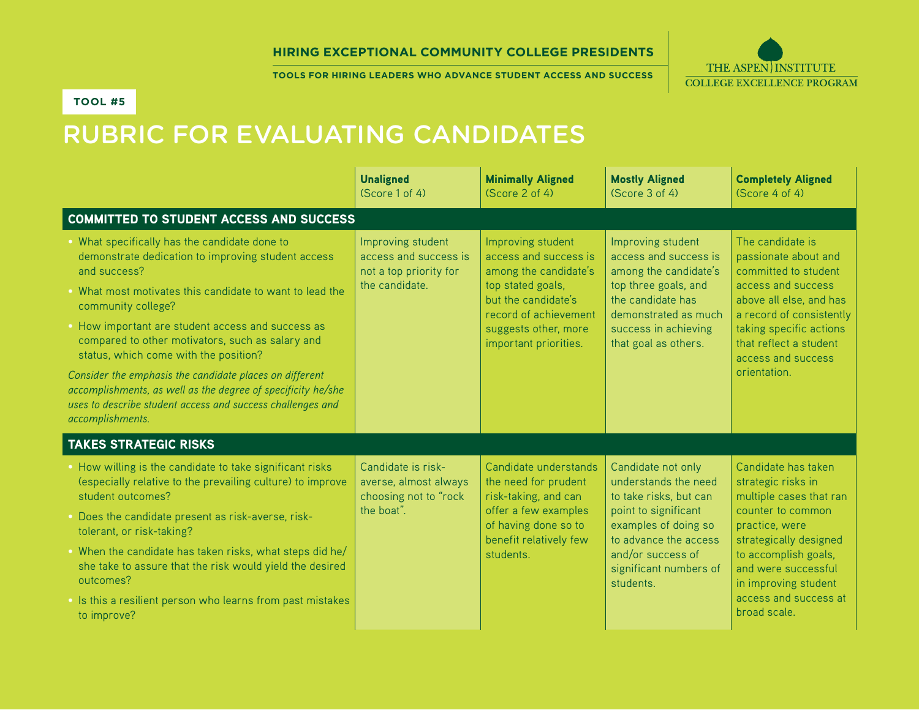**HIRING EXCEPTIONAL COMMUNITY COLLEGE PRESIDENTS**

**TOOLS FOR HIRING LEADERS WHO ADVANCE STUDENT ACCESS AND SUCCESS**

THE ASPEN INSTITUTE
COLLEGE EXCELLENCE PROGRAM

**TOOL #5**

# RUBRIC FOR EVALUATING CANDIDATES

| | **Unaligned** (Score 1 of 4) | **Minimally Aligned** (Score 2 of 4) | **Mostly Aligned** (Score 3 of 4) | **Completely Aligned** (Score 4 of 4) |
|---|---|---|---|---|
| **COMMITTED TO STUDENT ACCESS AND SUCCESS** | | | | |
| • What specifically has the candidate done to demonstrate dedication to improving student access and success?<br>• What most motivates this candidate to want to lead the community college?<br>• How important are student access and success as compared to other motivators, such as salary and status, which come with the position?<br>*Consider the emphasis the candidate places on different accomplishments, as well as the degree of specificity he/she uses to describe student access and success challenges and accomplishments.* | Improving student access and success is not a top priority for the candidate. | Improving student access and success is among the candidate's top stated goals, but the candidate's record of achievement suggests other, more important priorities. | Improving student access and success is among the candidate's top three goals, and the candidate has demonstrated as much success in achieving that goal as others. | The candidate is passionate about and committed to student access and success above all else, and has a record of consistently taking specific actions that reflect a student access and success orientation. |
| **TAKES STRATEGIC RISKS** | | | | |
| • How willing is the candidate to take significant risks (especially relative to the prevailing culture) to improve student outcomes?<br>• Does the candidate present as risk-averse, risk-tolerant, or risk-taking?<br>• When the candidate has taken risks, what steps did he/she take to assure that the risk would yield the desired outcomes?<br>• Is this a resilient person who learns from past mistakes to improve? | Candidate is risk-averse, almost always choosing not to "rock the boat". | Candidate understands the need for prudent risk-taking, and can offer a few examples of having done so to benefit relatively few students. | Candidate not only understands the need to take risks, but can point to significant examples of doing so to advance the access and/or success of significant numbers of students. | Candidate has taken strategic risks in multiple cases that ran counter to common practice, were strategically designed to accomplish goals, and were successful in improving student access and success at broad scale. |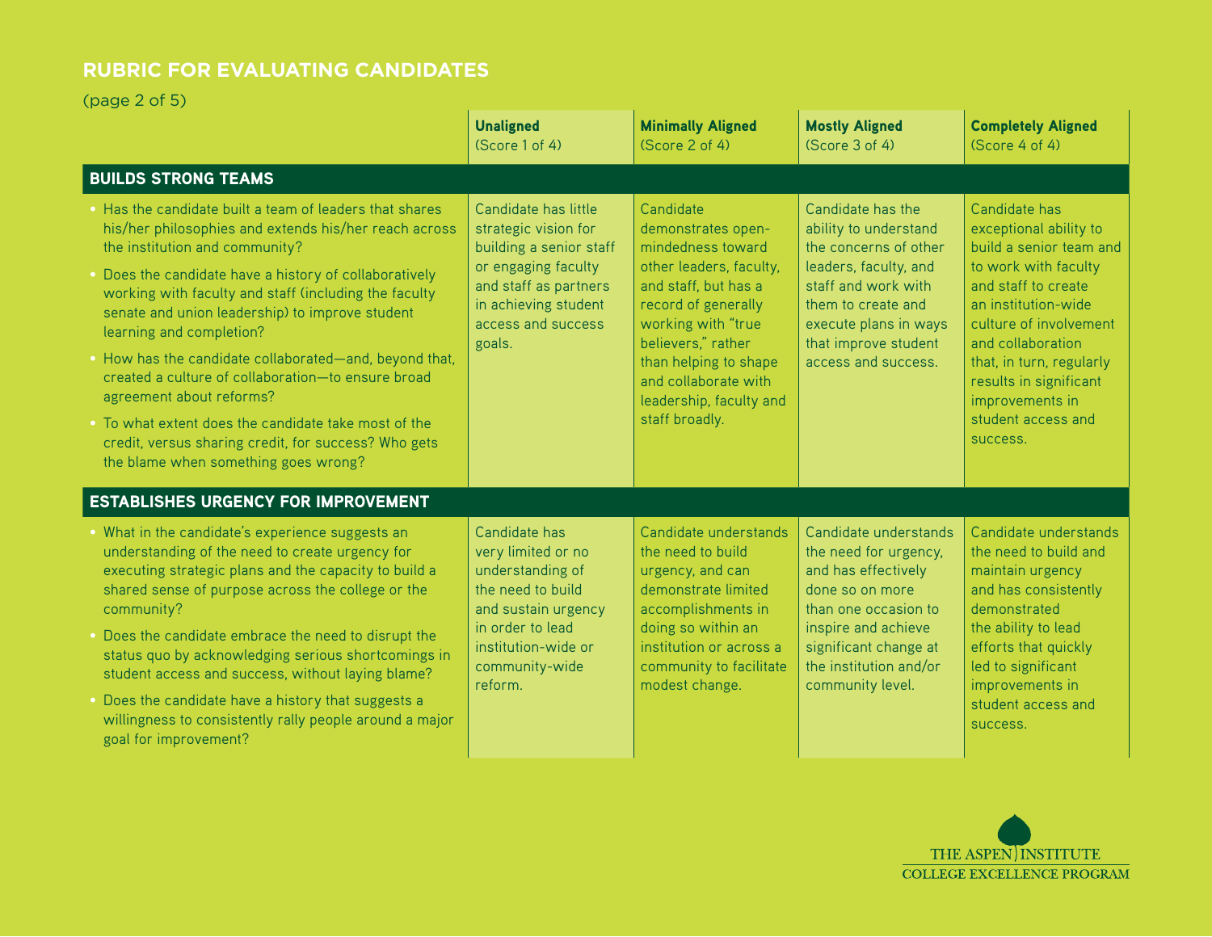## RUBRIC FOR EVALUATING CANDIDATES

(page 2 of 5)

| | **Unaligned** (Score 1 of 4) | **Minimally Aligned** (Score 2 of 4) | **Mostly Aligned** (Score 3 of 4) | **Completely Aligned** (Score 4 of 4) |
|---|---|---|---|---|
| **BUILDS STRONG TEAMS** | | | | |
| • Has the candidate built a team of leaders that shares his/her philosophies and extends his/her reach across the institution and community?<br>• Does the candidate have a history of collaboratively working with faculty and staff (including the faculty senate and union leadership) to improve student learning and completion?<br>• How has the candidate collaborated—and, beyond that, created a culture of collaboration—to ensure broad agreement about reforms?<br>• To what extent does the candidate take most of the credit, versus sharing credit, for success? Who gets the blame when something goes wrong? | Candidate has little strategic vision for building a senior staff or engaging faculty and staff as partners in achieving student access and success goals. | Candidate demonstrates open-mindedness toward other leaders, faculty, and staff, but has a record of generally working with "true believers," rather than helping to shape and collaborate with leadership, faculty and staff broadly. | Candidate has the ability to understand the concerns of other leaders, faculty, and staff and work with them to create and execute plans in ways that improve student access and success. | Candidate has exceptional ability to build a senior team and to work with faculty and staff to create an institution-wide culture of involvement and collaboration that, in turn, regularly results in significant improvements in student access and success. |
| **ESTABLISHES URGENCY FOR IMPROVEMENT** | | | | |
| • What in the candidate's experience suggests an understanding of the need to create urgency for executing strategic plans and the capacity to build a shared sense of purpose across the college or the community?<br>• Does the candidate embrace the need to disrupt the status quo by acknowledging serious shortcomings in student access and success, without laying blame?<br>• Does the candidate have a history that suggests a willingness to consistently rally people around a major goal for improvement? | Candidate has very limited or no understanding of the need to build and sustain urgency in order to lead institution-wide or community-wide reform. | Candidate understands the need to build urgency, and can demonstrate limited accomplishments in doing so within an institution or across a community to facilitate modest change. | Candidate understands the need for urgency, and has effectively done so on more than one occasion to inspire and achieve significant change at the institution and/or community level. | Candidate understands the need to build and maintain urgency and has consistently demonstrated the ability to lead efforts that quickly led to significant improvements in student access and success. |

THE ASPEN INSTITUTE
COLLEGE EXCELLENCE PROGRAM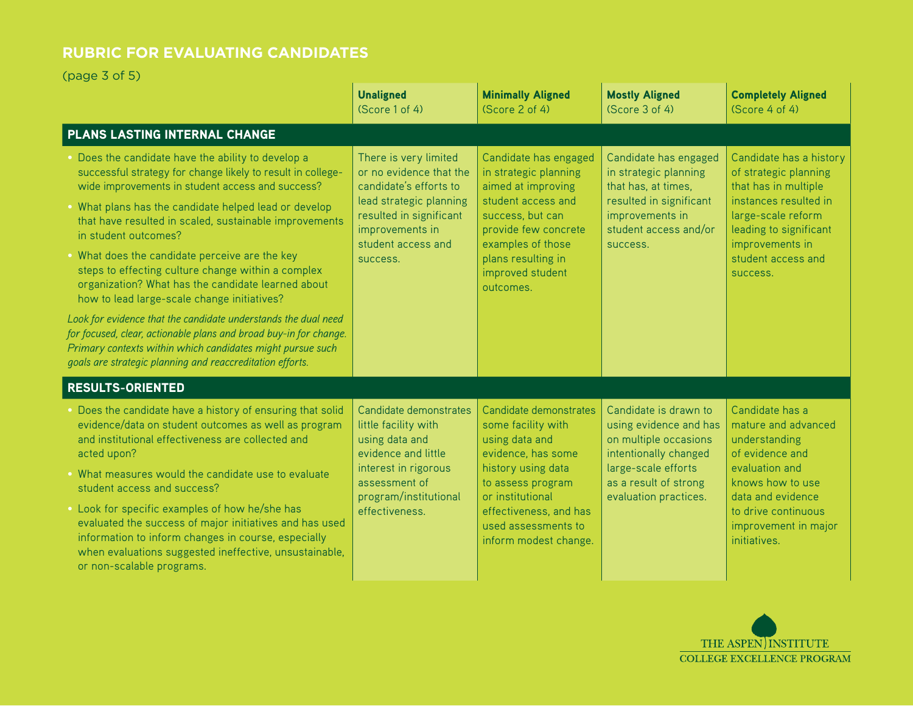## RUBRIC FOR EVALUATING CANDIDATES

(page 3 of 5)

| | **Unaligned** (Score 1 of 4) | **Minimally Aligned** (Score 2 of 4) | **Mostly Aligned** (Score 3 of 4) | **Completely Aligned** (Score 4 of 4) |
|---|---|---|---|---|
| **PLANS LASTING INTERNAL CHANGE** | | | | |
| • Does the candidate have the ability to develop a successful strategy for change likely to result in college-wide improvements in student access and success?<br>• What plans has the candidate helped lead or develop that have resulted in scaled, sustainable improvements in student outcomes?<br>• What does the candidate perceive are the key steps to effecting culture change within a complex organization? What has the candidate learned about how to lead large-scale change initiatives?<br>*Look for evidence that the candidate understands the dual need for focused, clear, actionable plans and broad buy-in for change. Primary contexts within which candidates might pursue such goals are strategic planning and reaccreditation efforts.* | There is very limited or no evidence that the candidate's efforts to lead strategic planning resulted in significant improvements in student access and success. | Candidate has engaged in strategic planning aimed at improving student access and success, but can provide few concrete examples of those plans resulting in improved student outcomes. | Candidate has engaged in strategic planning that has, at times, resulted in significant improvements in student access and/or success. | Candidate has a history of strategic planning that has in multiple instances resulted in large-scale reform leading to significant improvements in student access and success. |
| **RESULTS-ORIENTED** | | | | |
| • Does the candidate have a history of ensuring that solid evidence/data on student outcomes as well as program and institutional effectiveness are collected and acted upon?<br>• What measures would the candidate use to evaluate student access and success?<br>• Look for specific examples of how he/she has evaluated the success of major initiatives and has used information to inform changes in course, especially when evaluations suggested ineffective, unsustainable, or non-scalable programs. | Candidate demonstrates little facility with using data and evidence and little interest in rigorous assessment of program/institutional effectiveness. | Candidate demonstrates some facility with using data and evidence, has some history using data to assess program or institutional effectiveness, and has used assessments to inform modest change. | Candidate is drawn to using evidence and has on multiple occasions intentionally changed large-scale efforts as a result of strong evaluation practices. | Candidate has a mature and advanced understanding of evidence and evaluation and knows how to use data and evidence to drive continuous improvement in major initiatives. |

THE ASPEN INSTITUTE
COLLEGE EXCELLENCE PROGRAM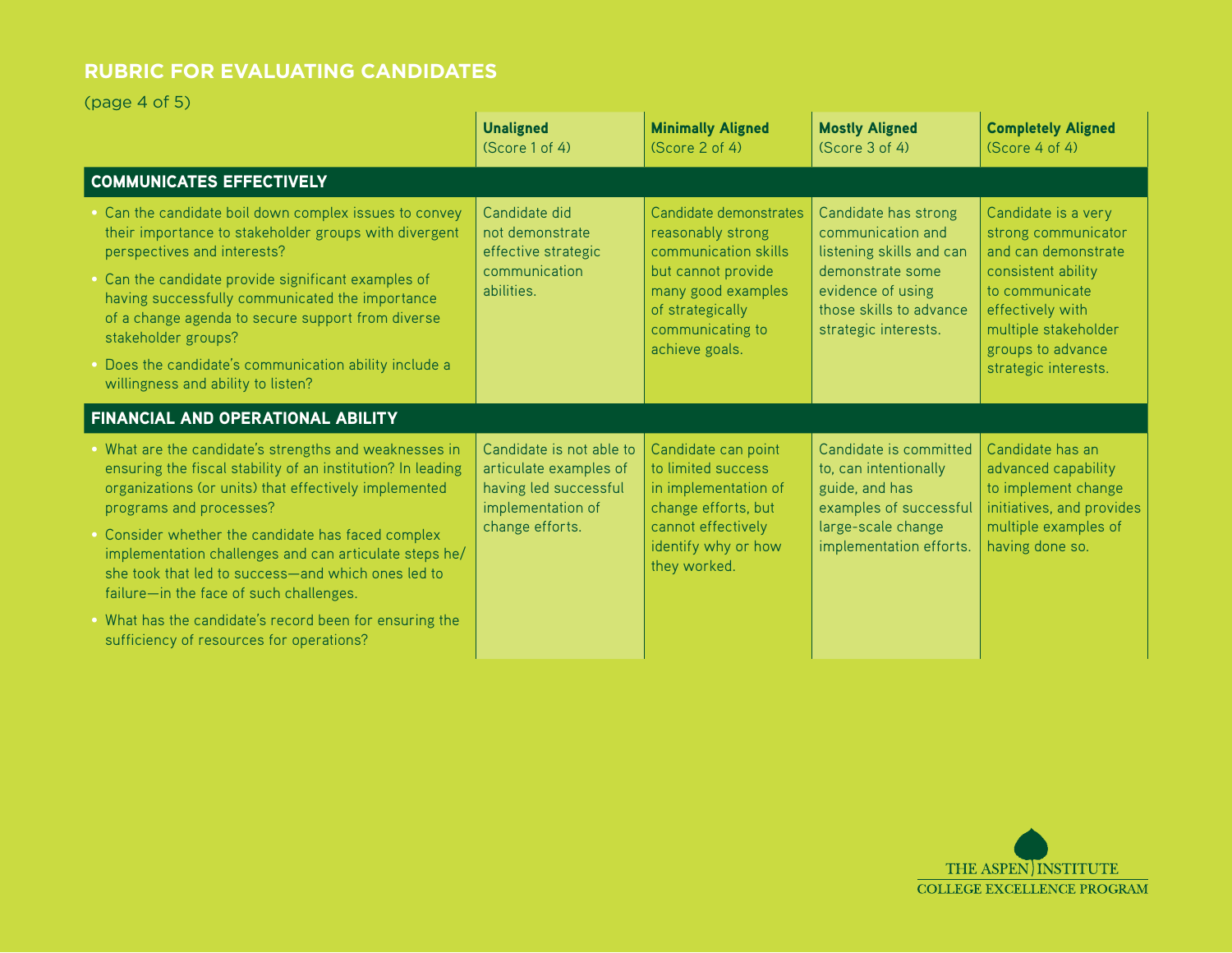## RUBRIC FOR EVALUATING CANDIDATES

(page 4 of 5)

| | **Unaligned** (Score 1 of 4) | **Minimally Aligned** (Score 2 of 4) | **Mostly Aligned** (Score 3 of 4) | **Completely Aligned** (Score 4 of 4) |
|---|---|---|---|---|
| **COMMUNICATES EFFECTIVELY** | | | | |
| • Can the candidate boil down complex issues to convey their importance to stakeholder groups with divergent perspectives and interests? • Can the candidate provide significant examples of having successfully communicated the importance of a change agenda to secure support from diverse stakeholder groups? • Does the candidate's communication ability include a willingness and ability to listen? | Candidate did not demonstrate effective strategic communication abilities. | Candidate demonstrates reasonably strong communication skills but cannot provide many good examples of strategically communicating to achieve goals. | Candidate has strong communication and listening skills and can demonstrate some evidence of using those skills to advance strategic interests. | Candidate is a very strong communicator and can demonstrate consistent ability to communicate effectively with multiple stakeholder groups to advance strategic interests. |
| **FINANCIAL AND OPERATIONAL ABILITY** | | | | |
| • What are the candidate's strengths and weaknesses in ensuring the fiscal stability of an institution? In leading organizations (or units) that effectively implemented programs and processes? • Consider whether the candidate has faced complex implementation challenges and can articulate steps he/she took that led to success—and which ones led to failure—in the face of such challenges. • What has the candidate's record been for ensuring the sufficiency of resources for operations? | Candidate is not able to articulate examples of having led successful implementation of change efforts. | Candidate can point to limited success in implementation of change efforts, but cannot effectively identify why or how they worked. | Candidate is committed to, can intentionally guide, and has examples of successful large-scale change implementation efforts. | Candidate has an advanced capability to implement change initiatives, and provides multiple examples of having done so. |

THE ASPEN INSTITUTE
COLLEGE EXCELLENCE PROGRAM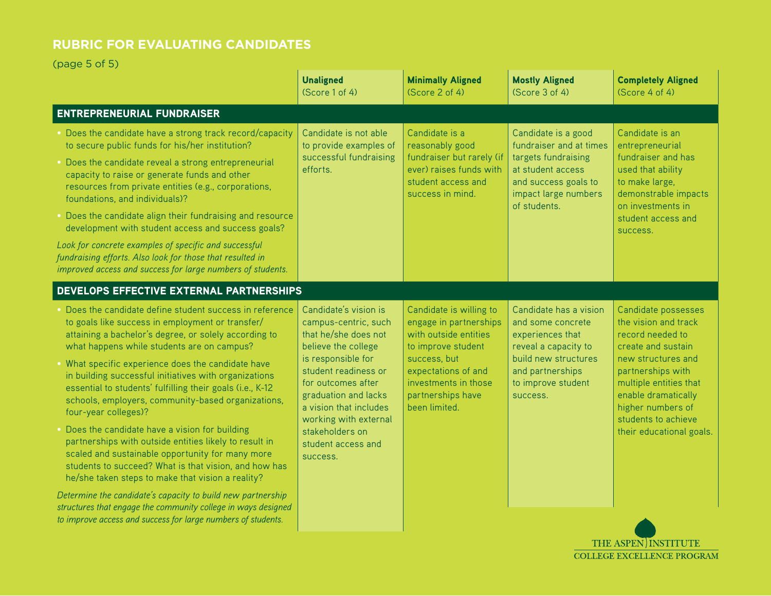## RUBRIC FOR EVALUATING CANDIDATES

(page 5 of 5)

| | **Unaligned** (Score 1 of 4) | **Minimally Aligned** (Score 2 of 4) | **Mostly Aligned** (Score 3 of 4) | **Completely Aligned** (Score 4 of 4) |
|---|---|---|---|---|
| **ENTREPRENEURIAL FUNDRAISER** | | | | |
| • Does the candidate have a strong track record/capacity to secure public funds for his/her institution? <br> • Does the candidate reveal a strong entrepreneurial capacity to raise or generate funds and other resources from private entities (e.g., corporations, foundations, and individuals)? <br> • Does the candidate align their fundraising and resource development with student access and success goals? <br> *Look for concrete examples of specific and successful fundraising efforts. Also look for those that resulted in improved access and success for large numbers of students.* | Candidate is not able to provide examples of successful fundraising efforts. | Candidate is a reasonably good fundraiser but rarely (if ever) raises funds with student access and success in mind. | Candidate is a good fundraiser and at times targets fundraising at student access and success goals to impact large numbers of students. | Candidate is an entrepreneurial fundraiser and has used that ability to make large, demonstrable impacts on investments in student access and success. |
| **DEVELOPS EFFECTIVE EXTERNAL PARTNERSHIPS** | | | | |
| • Does the candidate define student success in reference to goals like success in employment or transfer/attaining a bachelor's degree, or solely according to what happens while students are on campus? <br> • What specific experience does the candidate have in building successful initiatives with organizations essential to students' fulfilling their goals (i.e., K-12 schools, employers, community-based organizations, four-year colleges)? <br> • Does the candidate have a vision for building partnerships with outside entities likely to result in scaled and sustainable opportunity for many more students to succeed? What is that vision, and how has he/she taken steps to make that vision a reality? <br> *Determine the candidate's capacity to build new partnership structures that engage the community college in ways designed to improve access and success for large numbers of students.* | Candidate's vision is campus-centric, such that he/she does not believe the college is responsible for student readiness or for outcomes after graduation and lacks a vision that includes working with external stakeholders on student access and success. | Candidate is willing to engage in partnerships with outside entities to improve student success, but expectations of and investments in those partnerships have been limited. | Candidate has a vision and some concrete experiences that reveal a capacity to build new structures and partnerships to improve student success. | Candidate possesses the vision and track record needed to create and sustain new structures and partnerships with multiple entities that enable dramatically higher numbers of students to achieve their educational goals. |

THE ASPEN INSTITUTE
COLLEGE EXCELLENCE PROGRAM